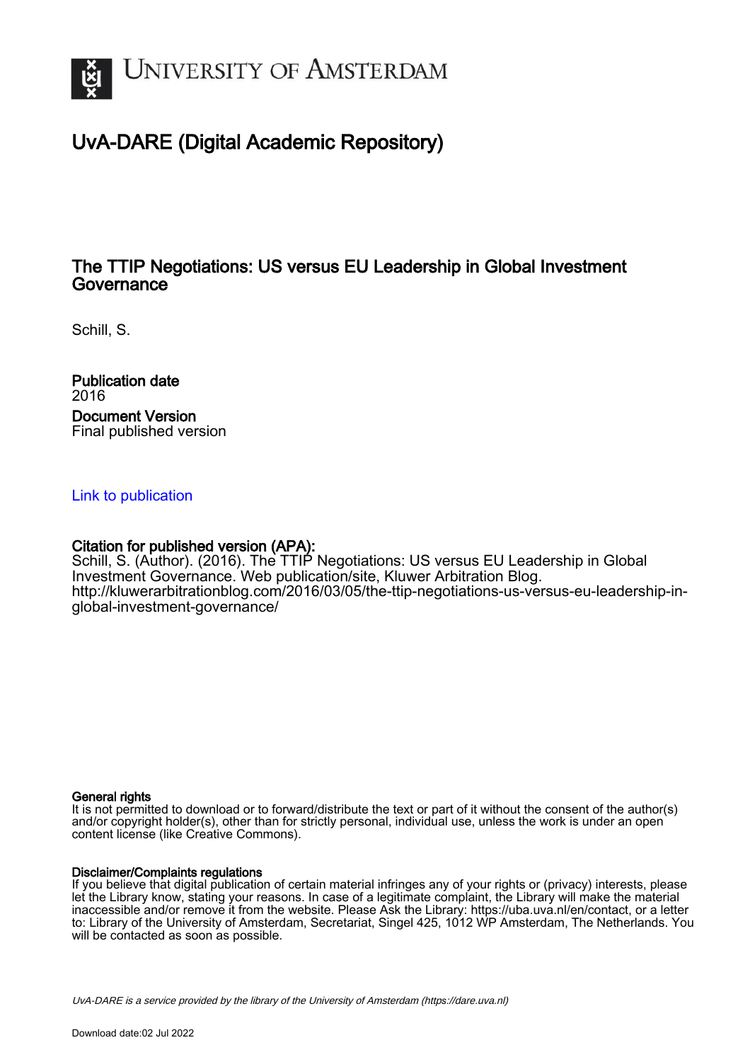# University of Amsterdam

## UvA-DARE (Digital Academic Repository)

### The TTIP Negotiations: US versus EU Leadership in Global Investment Governance

Schill, S.

**Publication date**
2016

**Document Version**
Final published version

Link to publication

**Citation for published version (APA):**
Schill, S. (Author). (2016). The TTIP Negotiations: US versus EU Leadership in Global Investment Governance. Web publication/site, Kluwer Arbitration Blog. http://kluwerarbitrationblog.com/2016/03/05/the-ttip-negotiations-us-versus-eu-leadership-in-global-investment-governance/

**General rights**
It is not permitted to download or to forward/distribute the text or part of it without the consent of the author(s) and/or copyright holder(s), other than for strictly personal, individual use, unless the work is under an open content license (like Creative Commons).

**Disclaimer/Complaints regulations**
If you believe that digital publication of certain material infringes any of your rights or (privacy) interests, please let the Library know, stating your reasons. In case of a legitimate complaint, the Library will make the material inaccessible and/or remove it from the website. Please Ask the Library: https://uba.uva.nl/en/contact, or a letter to: Library of the University of Amsterdam, Secretariat, Singel 425, 1012 WP Amsterdam, The Netherlands. You will be contacted as soon as possible.

*UvA-DARE is a service provided by the library of the University of Amsterdam (https://dare.uva.nl)*

Download date:02 Jul 2022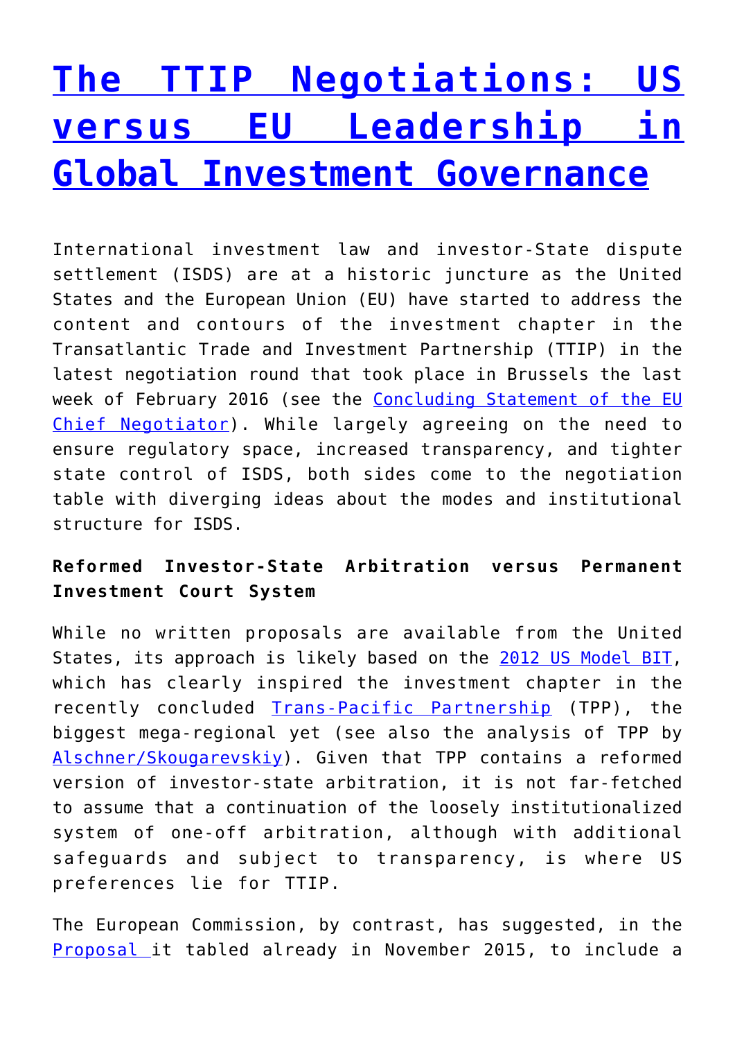# [The TTIP Negotiations: US versus EU Leadership in Global Investment Governance]()

International investment law and investor-State dispute settlement (ISDS) are at a historic juncture as the United States and the European Union (EU) have started to address the content and contours of the investment chapter in the Transatlantic Trade and Investment Partnership (TTIP) in the latest negotiation round that took place in Brussels the last week of February 2016 (see the [Concluding Statement of the EU Chief Negotiator]()). While largely agreeing on the need to ensure regulatory space, increased transparency, and tighter state control of ISDS, both sides come to the negotiation table with diverging ideas about the modes and institutional structure for ISDS.

**Reformed Investor-State Arbitration versus Permanent Investment Court System**

While no written proposals are available from the United States, its approach is likely based on the [2012 US Model BIT](), which has clearly inspired the investment chapter in the recently concluded [Trans-Pacific Partnership]() (TPP), the biggest mega-regional yet (see also the analysis of TPP by [Alschner/Skougarevskiy]()). Given that TPP contains a reformed version of investor-state arbitration, it is not far-fetched to assume that a continuation of the loosely institutionalized system of one-off arbitration, although with additional safeguards and subject to transparency, is where US preferences lie for TTIP.

The European Commission, by contrast, has suggested, in the [Proposal ]()it tabled already in November 2015, to include a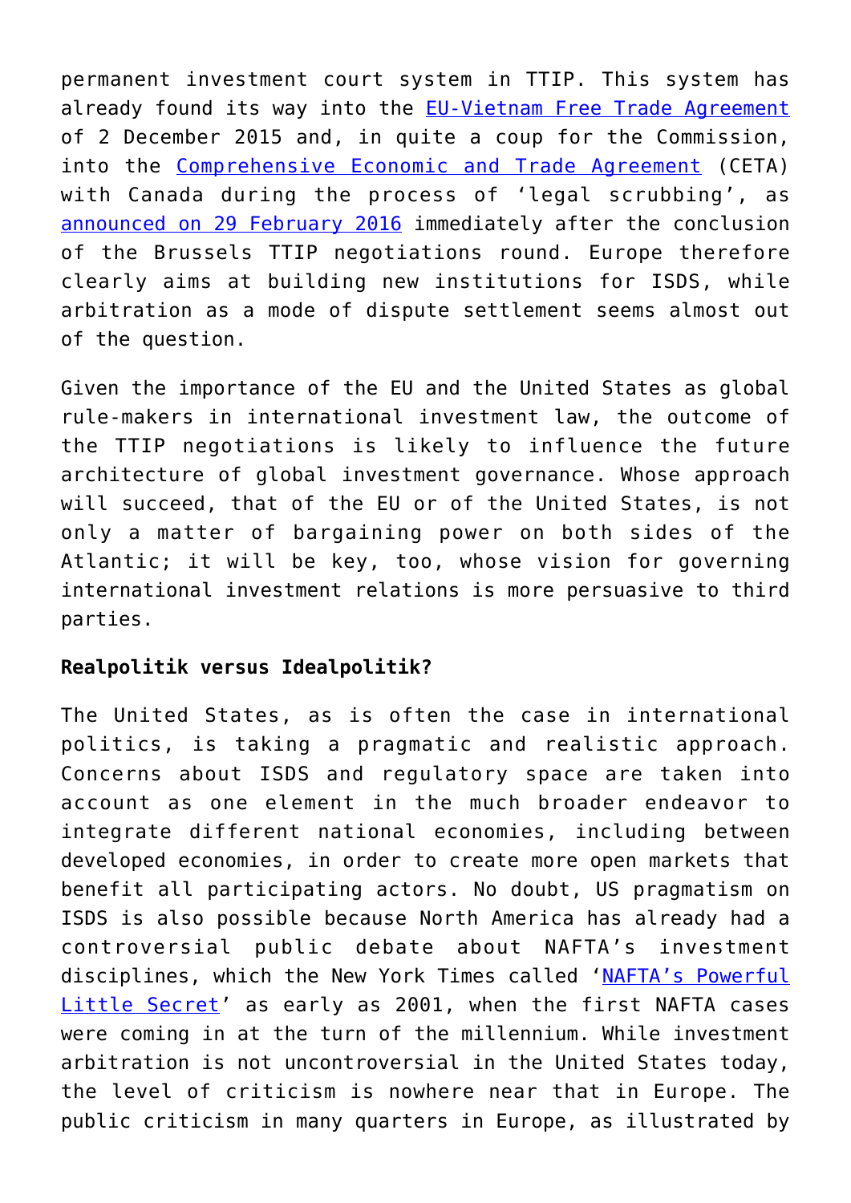permanent investment court system in TTIP. This system has already found its way into the EU-Vietnam Free Trade Agreement of 2 December 2015 and, in quite a coup for the Commission, into the Comprehensive Economic and Trade Agreement (CETA) with Canada during the process of 'legal scrubbing', as announced on 29 February 2016 immediately after the conclusion of the Brussels TTIP negotiations round. Europe therefore clearly aims at building new institutions for ISDS, while arbitration as a mode of dispute settlement seems almost out of the question.

Given the importance of the EU and the United States as global rule-makers in international investment law, the outcome of the TTIP negotiations is likely to influence the future architecture of global investment governance. Whose approach will succeed, that of the EU or of the United States, is not only a matter of bargaining power on both sides of the Atlantic; it will be key, too, whose vision for governing international investment relations is more persuasive to third parties.

**Realpolitik versus Idealpolitik?**

The United States, as is often the case in international politics, is taking a pragmatic and realistic approach. Concerns about ISDS and regulatory space are taken into account as one element in the much broader endeavor to integrate different national economies, including between developed economies, in order to create more open markets that benefit all participating actors. No doubt, US pragmatism on ISDS is also possible because North America has already had a controversial public debate about NAFTA's investment disciplines, which the New York Times called 'NAFTA's Powerful Little Secret' as early as 2001, when the first NAFTA cases were coming in at the turn of the millennium. While investment arbitration is not uncontroversial in the United States today, the level of criticism is nowhere near that in Europe. The public criticism in many quarters in Europe, as illustrated by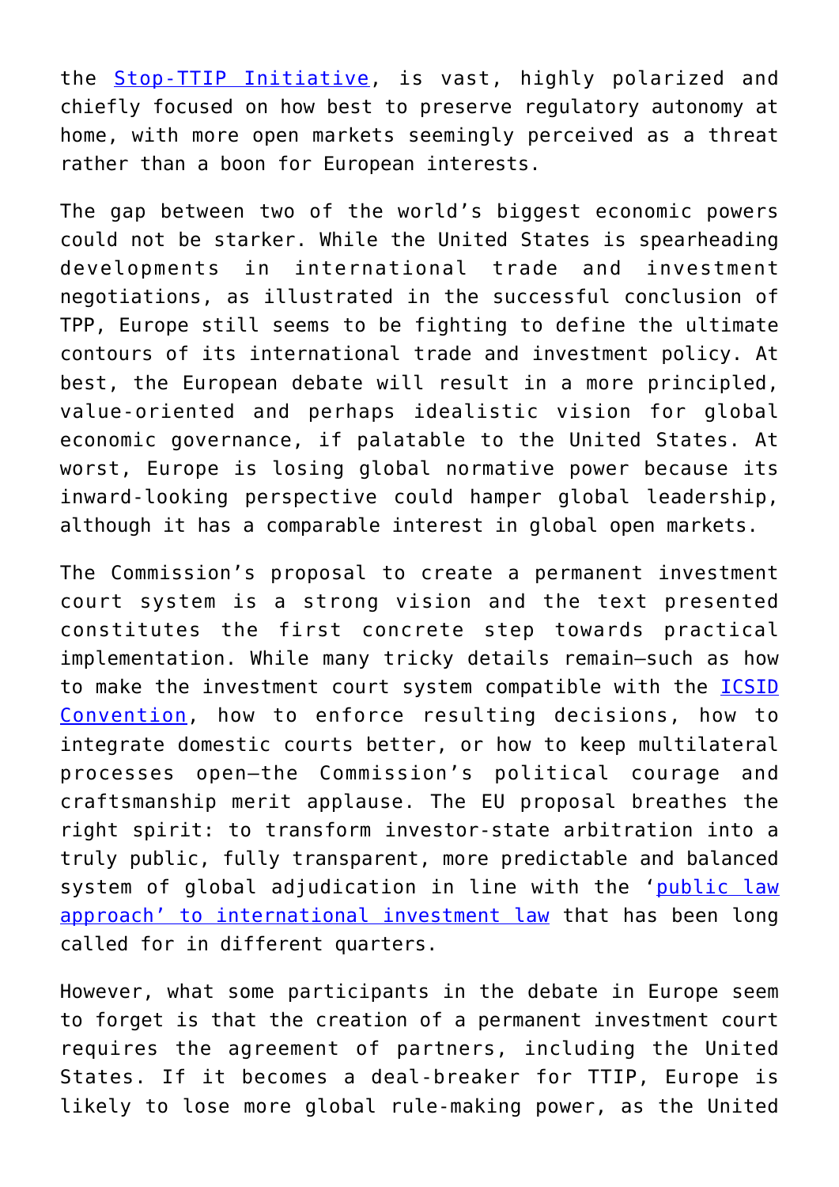the Stop-TTIP Initiative, is vast, highly polarized and chiefly focused on how best to preserve regulatory autonomy at home, with more open markets seemingly perceived as a threat rather than a boon for European interests.

The gap between two of the world's biggest economic powers could not be starker. While the United States is spearheading developments in international trade and investment negotiations, as illustrated in the successful conclusion of TPP, Europe still seems to be fighting to define the ultimate contours of its international trade and investment policy. At best, the European debate will result in a more principled, value-oriented and perhaps idealistic vision for global economic governance, if palatable to the United States. At worst, Europe is losing global normative power because its inward-looking perspective could hamper global leadership, although it has a comparable interest in global open markets.

The Commission's proposal to create a permanent investment court system is a strong vision and the text presented constitutes the first concrete step towards practical implementation. While many tricky details remain—such as how to make the investment court system compatible with the ICSID Convention, how to enforce resulting decisions, how to integrate domestic courts better, or how to keep multilateral processes open—the Commission's political courage and craftsmanship merit applause. The EU proposal breathes the right spirit: to transform investor-state arbitration into a truly public, fully transparent, more predictable and balanced system of global adjudication in line with the 'public law approach' to international investment law that has been long called for in different quarters.

However, what some participants in the debate in Europe seem to forget is that the creation of a permanent investment court requires the agreement of partners, including the United States. If it becomes a deal-breaker for TTIP, Europe is likely to lose more global rule-making power, as the United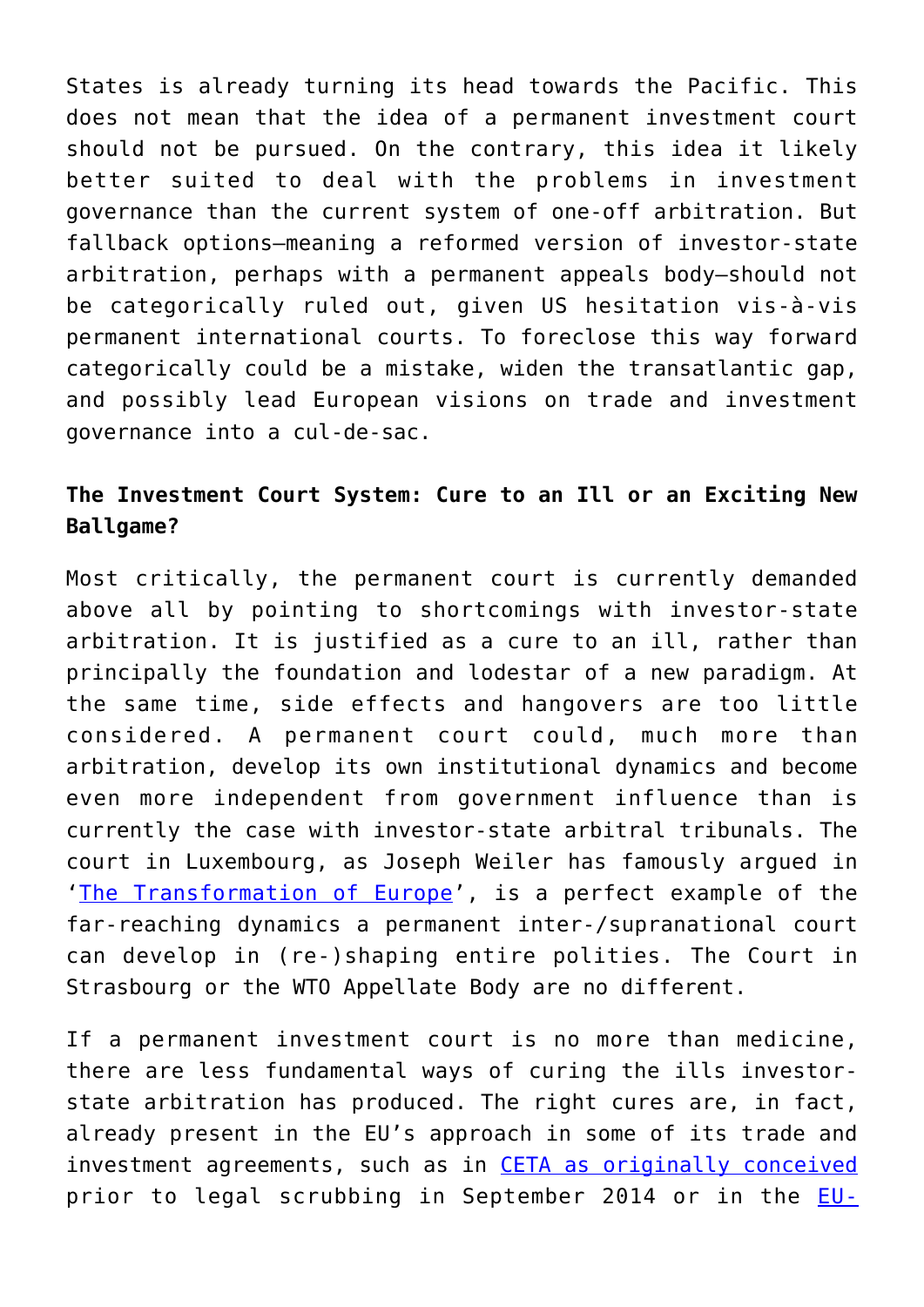States is already turning its head towards the Pacific. This does not mean that the idea of a permanent investment court should not be pursued. On the contrary, this idea it likely better suited to deal with the problems in investment governance than the current system of one-off arbitration. But fallback options—meaning a reformed version of investor-state arbitration, perhaps with a permanent appeals body—should not be categorically ruled out, given US hesitation vis-à-vis permanent international courts. To foreclose this way forward categorically could be a mistake, widen the transatlantic gap, and possibly lead European visions on trade and investment governance into a cul-de-sac.

**The Investment Court System: Cure to an Ill or an Exciting New Ballgame?**

Most critically, the permanent court is currently demanded above all by pointing to shortcomings with investor-state arbitration. It is justified as a cure to an ill, rather than principally the foundation and lodestar of a new paradigm. At the same time, side effects and hangovers are too little considered. A permanent court could, much more than arbitration, develop its own institutional dynamics and become even more independent from government influence than is currently the case with investor-state arbitral tribunals. The court in Luxembourg, as Joseph Weiler has famously argued in '[The Transformation of Europe]', is a perfect example of the far-reaching dynamics a permanent inter-/supranational court can develop in (re-)shaping entire polities. The Court in Strasbourg or the WTO Appellate Body are no different.

If a permanent investment court is no more than medicine, there are less fundamental ways of curing the ills investor-state arbitration has produced. The right cures are, in fact, already present in the EU's approach in some of its trade and investment agreements, such as in [CETA as originally conceived] prior to legal scrubbing in September 2014 or in the [EU-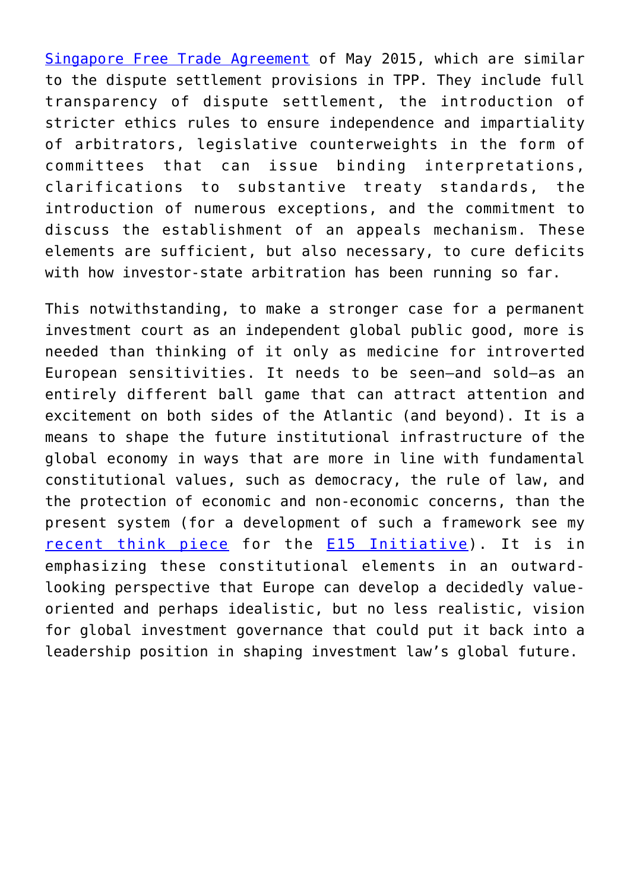Singapore Free Trade Agreement of May 2015, which are similar to the dispute settlement provisions in TPP. They include full transparency of dispute settlement, the introduction of stricter ethics rules to ensure independence and impartiality of arbitrators, legislative counterweights in the form of committees that can issue binding interpretations, clarifications to substantive treaty standards, the introduction of numerous exceptions, and the commitment to discuss the establishment of an appeals mechanism. These elements are sufficient, but also necessary, to cure deficits with how investor-state arbitration has been running so far.

This notwithstanding, to make a stronger case for a permanent investment court as an independent global public good, more is needed than thinking of it only as medicine for introverted European sensitivities. It needs to be seen—and sold—as an entirely different ball game that can attract attention and excitement on both sides of the Atlantic (and beyond). It is a means to shape the future institutional infrastructure of the global economy in ways that are more in line with fundamental constitutional values, such as democracy, the rule of law, and the protection of economic and non-economic concerns, than the present system (for a development of such a framework see my recent think piece for the E15 Initiative). It is in emphasizing these constitutional elements in an outward-looking perspective that Europe can develop a decidedly value-oriented and perhaps idealistic, but no less realistic, vision for global investment governance that could put it back into a leadership position in shaping investment law's global future.